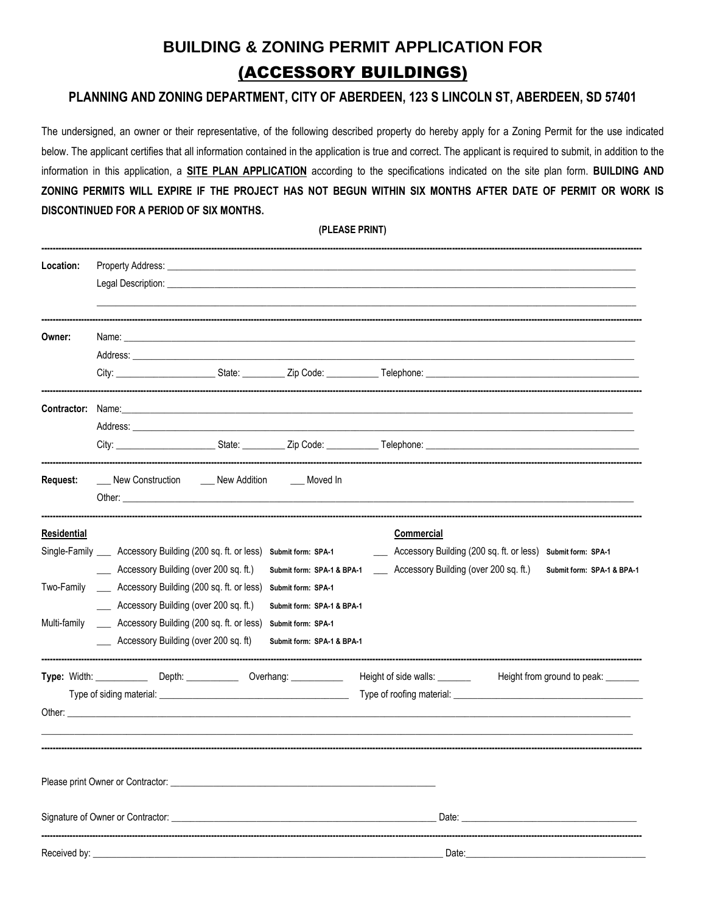# BUILDING & ZONING PERMIT APPLICATION FOR

# (ACCESSORY BUILDINGS)

### PLANNING AND ZONING DEPARTMENT, CITY OF ABERDEEN, 123 S LINCOLN ST, ABERDEEN, SD 57401

The undersigned, an owner or their representative, of the following described property do hereby apply for a Zoning Permit for the use indicated below. The applicant certifies that all information contained in the application is true and correct. The applicant is required to submit, in addition to the information in this application, a **SITE PLAN APPLICATION** according to the specifications indicated on the site plan form. **BUILDING AND ZONING PERMITS WILL EXPIRE IF THE PROJECT HAS NOT BEGUN WITHIN SIX MONTHS AFTER DATE OF PERMIT OR WORK IS DISCONTINUED FOR A PERIOD OF SIX MONTHS.**

**(PLEASE PRINT)**

---

**Location:** Property Address: ____________________________________________

Legal Description: ____________________________________________

____________________________________________

---

**Owner:** Name: ____________________________________________

Address: ____________________________________________

City: ____________ State: ________ Zip Code: __________ Telephone: ____________________

---

**Contractor:** Name: ____________________________________________

Address: ____________________________________________

City: ____________ State: ________ Zip Code: __________ Telephone: ____________________

---

**Request:** ___ New Construction ___ New Addition ___ Moved In

Other: ____________________________________________

---

**Residential**

Single-Family ___ Accessory Building (200 sq. ft. or less) **Submit form: SPA-1**

___ Accessory Building (over 200 sq. ft.) **Submit form: SPA-1 & BPA-1**

Two-Family ___ Accessory Building (200 sq. ft. or less) **Submit form: SPA-1**

___ Accessory Building (over 200 sq. ft.) **Submit form: SPA-1 & BPA-1**

Multi-family ___ Accessory Building (200 sq. ft. or less) **Submit form: SPA-1**

___ Accessory Building (over 200 sq. ft) **Submit form: SPA-1 & BPA-1**

**Commercial**

___ Accessory Building (200 sq. ft. or less) **Submit form: SPA-1**

___ Accessory Building (over 200 sq. ft.) **Submit form: SPA-1 & BPA-1**

---

**Type:** Width: __________ Depth: __________ Overhang: __________ Height of side walls: _______ Height from ground to peak: _______

Type of siding material: ______________________ Type of roofing material: ______________________

Other: ____________________________________________

____________________________________________

---

Please print Owner or Contractor: ______________________________

Signature of Owner or Contractor: ______________________________ Date: ____________________

---

Received by: ______________________________ Date: ____________________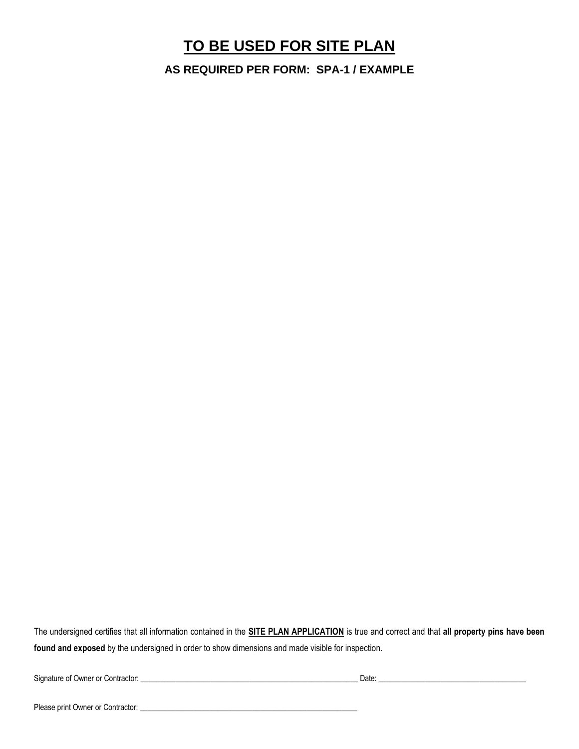# <u>TO BE USED FOR SITE PLAN</u>

### AS REQUIRED PER FORM: SPA-1 / EXAMPLE

The undersigned certifies that all information contained in the **<u>SITE PLAN APPLICATION</u>** is true and correct and that **all property pins have been found and exposed** by the undersigned in order to show dimensions and made visible for inspection.

Signature of Owner or Contractor: ____________________________________________________________ Date: ________________________________________

Please print Owner or Contractor: ____________________________________________________________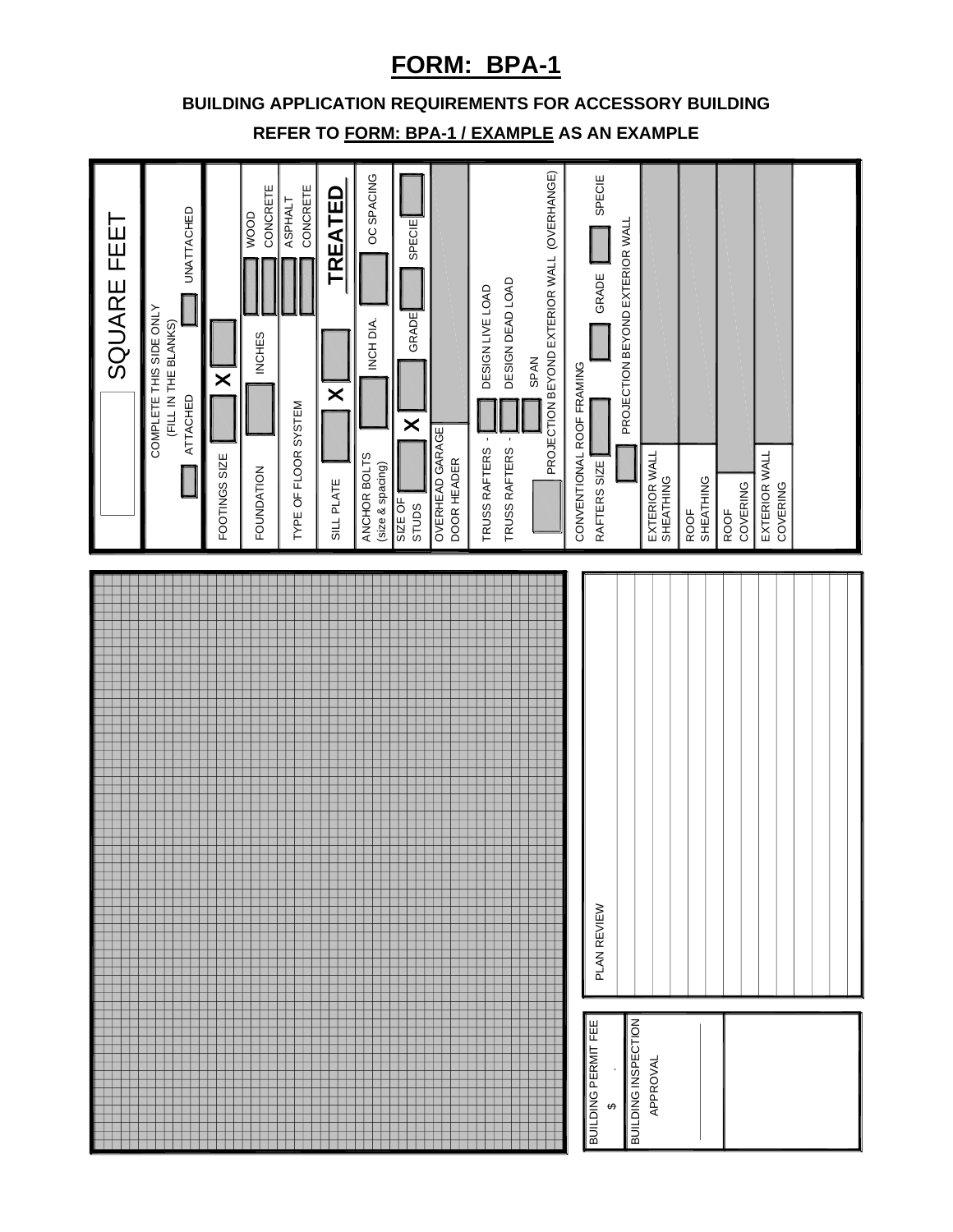# FORM: BPA-1

## BUILDING APPLICATION REQUIREMENTS FOR ACCESSORY BUILDING

### REFER TO FORM: BPA-1 / EXAMPLE AS AN EXAMPLE

SQUARE FEET

COMPLETE THIS SIDE ONLY
(FILL IN THE BLANKS)

ATTACHED ☐ UNATTACHED ☐

FOOTINGS SIZE ☐ X ☐

FOUNDATION ☐ INCHES ☐ WOOD ☐ CONCRETE

TYPE OF FLOOR SYSTEM ☐ ASPHALT ☐ CONCRETE

SILL PLATE ☐ X ☐ **TREATED**

ANCHOR BOLTS (size & spacing) ☐ INCH DIA. ☐ OC SPACING

SIZE OF STUDS ☐ X ☐ GRADE ☐ SPECIE

OVERHEAD GARAGE DOOR HEADER

TRUSS RAFTERS - ☐ DESIGN LIVE LOAD

TRUSS RAFTERS - ☐ DESIGN DEAD LOAD

☐ SPAN

☐ PROJECTION BEYOND EXTERIOR WALL (OVERHANGE)

CONVENTIONAL ROOF FRAMING

RAFTERS SIZE ☐ GRADE ☐ SPECIE

☐ PROJECTION BEYOND EXTERIOR WALL

EXTERIOR WALL SHEATHING

ROOF SHEATHING

ROOF COVERING

EXTERIOR WALL COVERING

PLAN REVIEW

BUILDING PERMIT FEE
$ .

BUILDING INSPECTION APPROVAL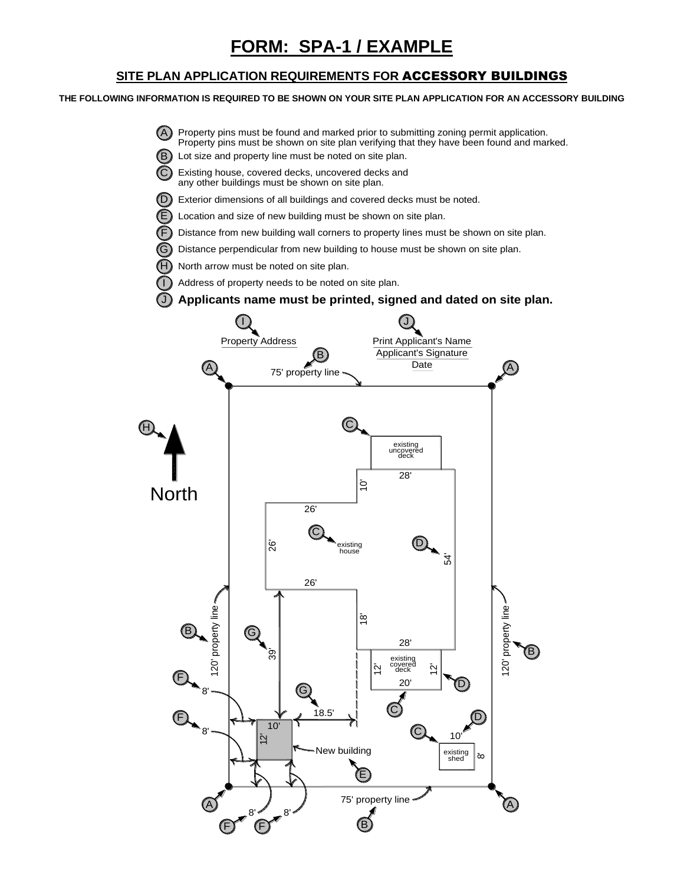# FORM: SPA-1 / EXAMPLE

## SITE PLAN APPLICATION REQUIREMENTS FOR ACCESSORY BUILDINGS

**THE FOLLOWING INFORMATION IS REQUIRED TO BE SHOWN ON YOUR SITE PLAN APPLICATION FOR AN ACCESSORY BUILDING**

- (A) Property pins must be found and marked prior to submitting zoning permit application. Property pins must be shown on site plan verifying that they have been found and marked.
- (B) Lot size and property line must be noted on site plan.
- (C) Existing house, covered decks, uncovered decks and any other buildings must be shown on site plan.
- (D) Exterior dimensions of all buildings and covered decks must be noted.
- (E) Location and size of new building must be shown on site plan.
- (F) Distance from new building wall corners to property lines must be shown on site plan.
- (G) Distance perpendicular from new building to house must be shown on site plan.
- (H) North arrow must be noted on site plan.
- (I) Address of property needs to be noted on site plan.
- (J) **Applicants name must be printed, signed and dated on site plan.**

(I) Property Address

(J) Print Applicant's Name
Applicant's Signature
Date

(B) 75' property line

(H) North

(C) existing uncovered deck

(C) existing house

(D) 28', 10', 26', 26', 54', 26', 18', 28'

(B) 120' property line

(B) 120' property line

(G) 39'

(C) existing covered deck 12' 12' 20' (D)

(G) 18.5'

(F) 8'

(F) 8'

10' 12'

(E) New building

(C) existing shed 10' 8' (D)

(A) (A) (A) (A)

(F) 8' (F) 8'

(B) 75' property line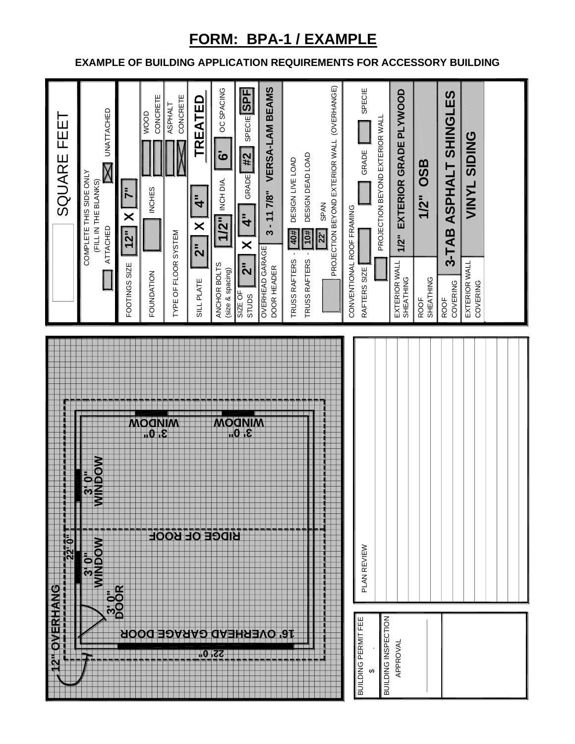# FORM: BPA-1 / EXAMPLE

## EXAMPLE OF BUILDING APPLICATION REQUIREMENTS FOR ACCESSORY BUILDING

**SQUARE FEET**

COMPLETE THIS SIDE ONLY (FILL IN THE BLANKS)

| | |
|---|---|
| ATTACHED | UNATTACHED [X] |
| FOOTINGS SIZE | 12" X 7" |
| FOUNDATION | INCHES — WOOD / CONCRETE |
| TYPE OF FLOOR SYSTEM | ASPHALT / CONCRETE [X] |
| SILL PLATE | 2" X 4" TREATED |
| ANCHOR BOLTS (size & spacing) | 1/2" INCH DIA. 6' OC SPACING |
| SIZE OF STUDS | 2" X 4" GRADE #2 SPECIE SPF |
| OVERHEAD GARAGE DOOR HEADER | 3 - 11 7/8" VERSA-LAM BEAMS |
| TRUSS RAFTERS - | 40# DESIGN LIVE LOAD |
| TRUSS RAFTERS - | 10# DESIGN DEAD LOAD |
| | 22' SPAN |
| | PROJECTION BEYOND EXTERIOR WALL (OVERHANGE) |
| CONVENTIONAL ROOF FRAMING | |
| RAFTERS SIZE | GRADE SPECIE |
| | PROJECTION BEYOND EXTERIOR WALL |
| EXTERIOR WALL SHEATHING | 1/2" EXTERIOR GRADE PLYWOOD |
| ROOF SHEATHING | 1/2" OSB |
| ROOF COVERING | 3-TAB ASPHALT SHINGLES |
| EXTERIOR WALL COVERING | VINYL SIDING |

**Plan drawing labels:** 12" OVERHANG; 22' 0"; 22' 0"; 3' 0" WINDOW; 3' 0" WINDOW; 3' 0" DOOR; 3' 0" WINDOW; 3' 0" WINDOW; RIDGE OF ROOF; 16' OVERHEAD GARAGE DOOR

| | |
|---|---|
| BUILDING PERMIT FEE $ . | PLAN REVIEW |
| BUILDING INSPECTION APPROVAL | |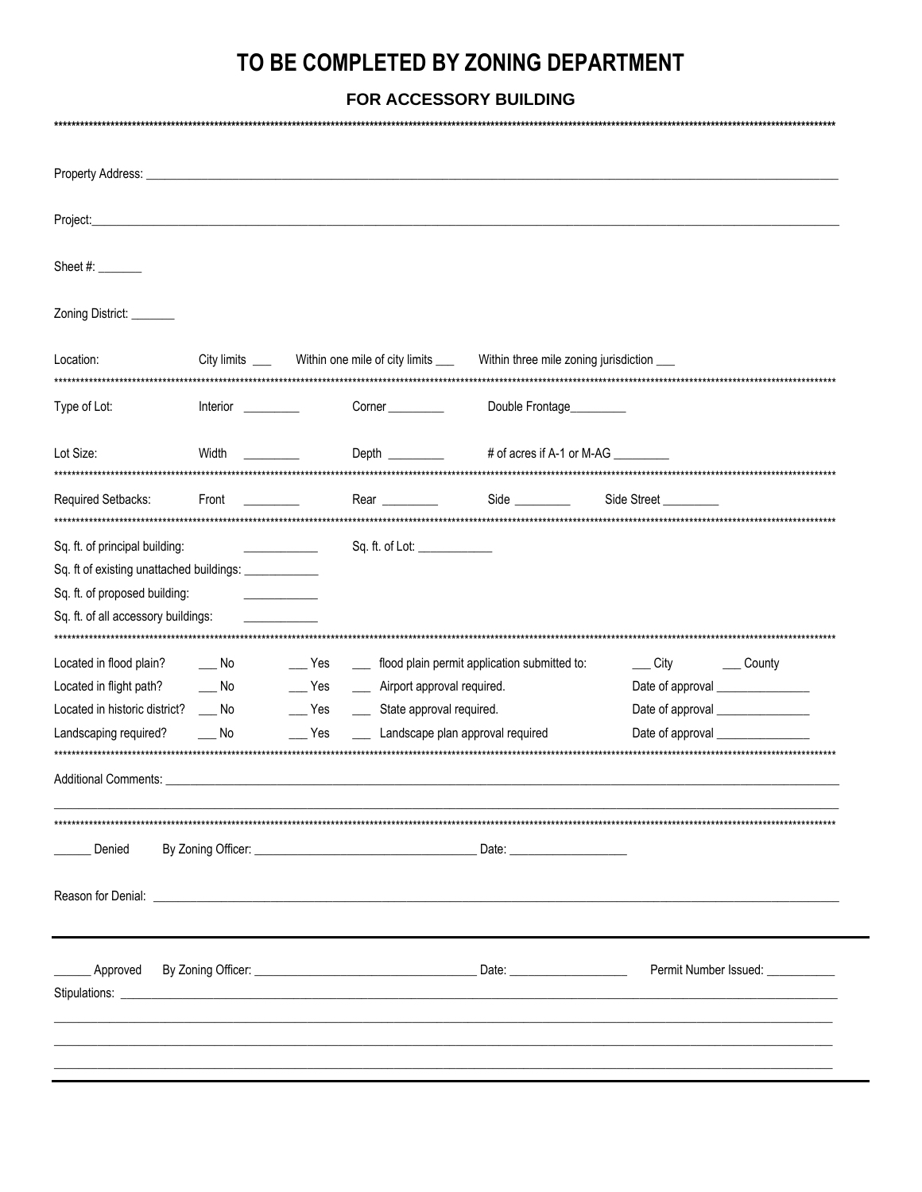# TO BE COMPLETED BY ZONING DEPARTMENT

### FOR ACCESSORY BUILDING

Property Address: ______________________________________________

Project: ______________________________________________

Sheet #: _______

Zoning District: _______

Location: City limits ___ Within one mile of city limits ___ Within three mile zoning jurisdiction ___

Type of Lot: Interior _________ Corner _________ Double Frontage_________

Lot Size: Width _________ Depth _________ # of acres if A-1 or M-AG _________

Required Setbacks: Front _________ Rear _________ Side _________ Side Street _________

Sq. ft. of principal building: ____________ Sq. ft. of Lot: ____________

Sq. ft of existing unattached buildings: ____________

Sq. ft. of proposed building: ____________

Sq. ft. of all accessory buildings: ____________

| | | | | |
|---|---|---|---|---|
| Located in flood plain? | ___ No | ___ Yes | ___ flood plain permit application submitted to: | ___ City ___ County |
| Located in flight path? | ___ No | ___ Yes | ___ Airport approval required. | Date of approval _______________ |
| Located in historic district? | ___ No | ___ Yes | ___ State approval required. | Date of approval _______________ |
| Landscaping required? | ___ No | ___ Yes | ___ Landscape plan approval required | Date of approval _______________ |

Additional Comments: ______________________________________________

______ Denied By Zoning Officer: ___________________________________ Date: ___________________

Reason for Denial: ______________________________________________

______ Approved By Zoning Officer: ___________________________________ Date: ___________________ Permit Number Issued: ___________

Stipulations: ______________________________________________